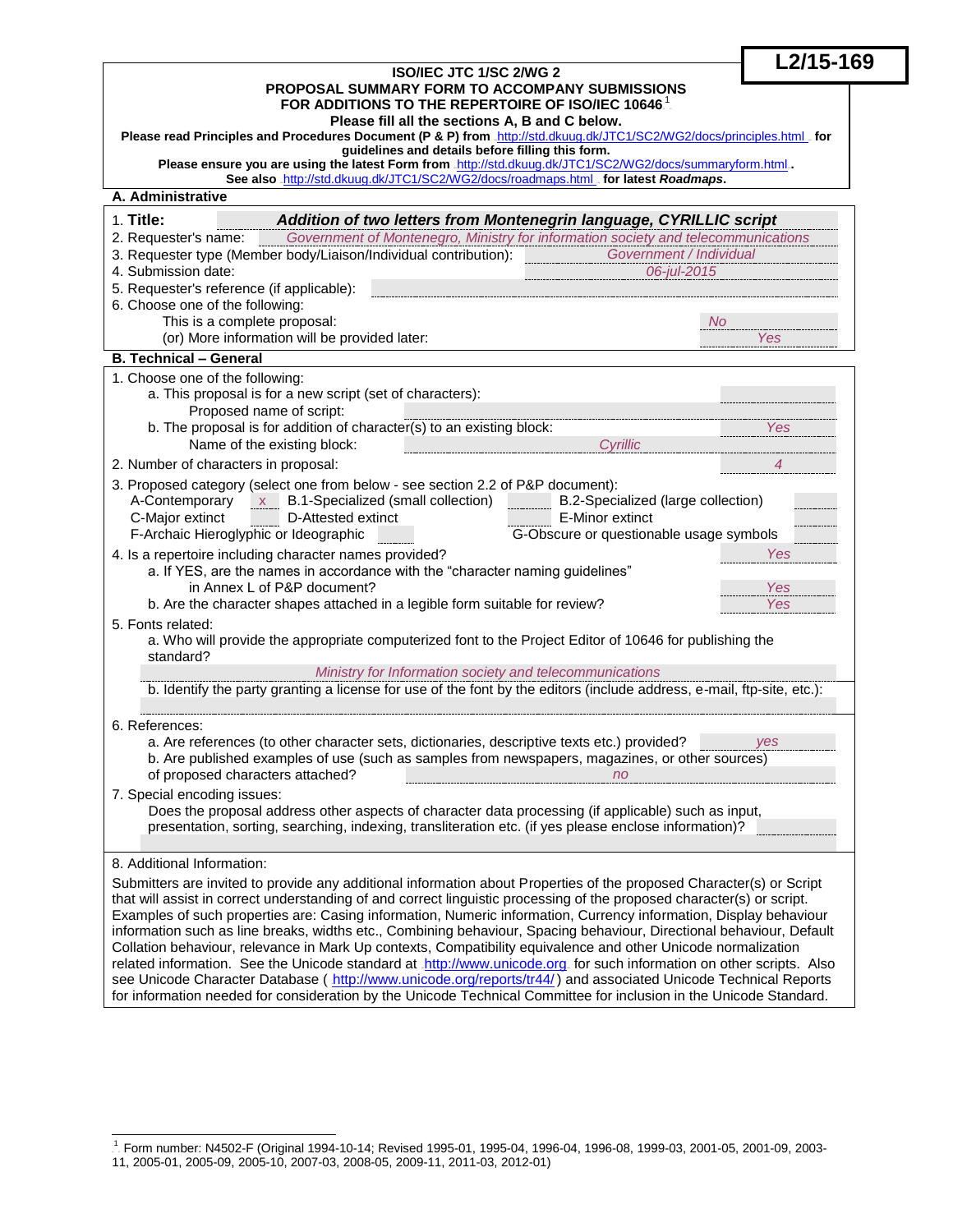**L2/15-169**

**ISO/IEC JTC 1/SC 2/WG 2**
**PROPOSAL SUMMARY FORM TO ACCOMPANY SUBMISSIONS FOR ADDITIONS TO THE REPERTOIRE OF ISO/IEC 10646**[1]
**Please fill all the sections A, B and C below.**
**Please read Principles and Procedures Document (P & P) from** http://std.dkuug.dk/JTC1/SC2/WG2/docs/principles.html **for guidelines and details before filling this form.**
**Please ensure you are using the latest Form from** http://std.dkuug.dk/JTC1/SC2/WG2/docs/summaryform.html**.**
**See also** http://std.dkuug.dk/JTC1/SC2/WG2/docs/roadmaps.html **for latest *Roadmaps*.**

## A. Administrative

1. **Title:** ***Addition of two letters from Montenegrin language, CYRILLIC script***
2. Requester's name: *Government of Montenegro, Ministry for information society and telecommunications*
3. Requester type (Member body/Liaison/Individual contribution): *Government / Individual*
4. Submission date: *06-jul-2015*
5. Requester's reference (if applicable):
6. Choose one of the following:
   - This is a complete proposal: *No*
   - (or) More information will be provided later: *Yes*

## B. Technical – General

1. Choose one of the following:
   a. This proposal is for a new script (set of characters):
      Proposed name of script:
   b. The proposal is for addition of character(s) to an existing block: *Yes*
      Name of the existing block: *Cyrillic*
2. Number of characters in proposal: *4*
3. Proposed category (select one from below - see section 2.2 of P&P document):

| | | | | | |
|---|---|---|---|---|---|
| A-Contemporary | x | B.1-Specialized (small collection) | | B.2-Specialized (large collection) | |
| C-Major extinct | | D-Attested extinct | | E-Minor extinct | |
| F-Archaic Hieroglyphic or Ideographic | | G-Obscure or questionable usage symbols | | | |

4. Is a repertoire including character names provided? *Yes*
   a. If YES, are the names in accordance with the "character naming guidelines" in Annex L of P&P document? *Yes*
   b. Are the character shapes attached in a legible form suitable for review? *Yes*
5. Fonts related:
   a. Who will provide the appropriate computerized font to the Project Editor of 10646 for publishing the standard?
      *Ministry for Information society and telecommunications*
   b. Identify the party granting a license for use of the font by the editors (include address, e-mail, ftp-site, etc.):
6. References:
   a. Are references (to other character sets, dictionaries, descriptive texts etc.) provided? *yes*
   b. Are published examples of use (such as samples from newspapers, magazines, or other sources) of proposed characters attached? *no*
7. Special encoding issues:
   Does the proposal address other aspects of character data processing (if applicable) such as input, presentation, sorting, searching, indexing, transliteration etc. (if yes please enclose information)?

8. Additional Information:

Submitters are invited to provide any additional information about Properties of the proposed Character(s) or Script that will assist in correct understanding of and correct linguistic processing of the proposed character(s) or script. Examples of such properties are: Casing information, Numeric information, Currency information, Display behaviour information such as line breaks, widths etc., Combining behaviour, Spacing behaviour, Directional behaviour, Default Collation behaviour, relevance in Mark Up contexts, Compatibility equivalence and other Unicode normalization related information. See the Unicode standard at http://www.unicode.org for such information on other scripts. Also see Unicode Character Database ( http://www.unicode.org/reports/tr44/ ) and associated Unicode Technical Reports for information needed for consideration by the Unicode Technical Committee for inclusion in the Unicode Standard.

[1] Form number: N4502-F (Original 1994-10-14; Revised 1995-01, 1995-04, 1996-04, 1996-08, 1999-03, 2001-05, 2001-09, 2003-11, 2005-01, 2005-09, 2005-10, 2007-03, 2008-05, 2009-11, 2011-03, 2012-01)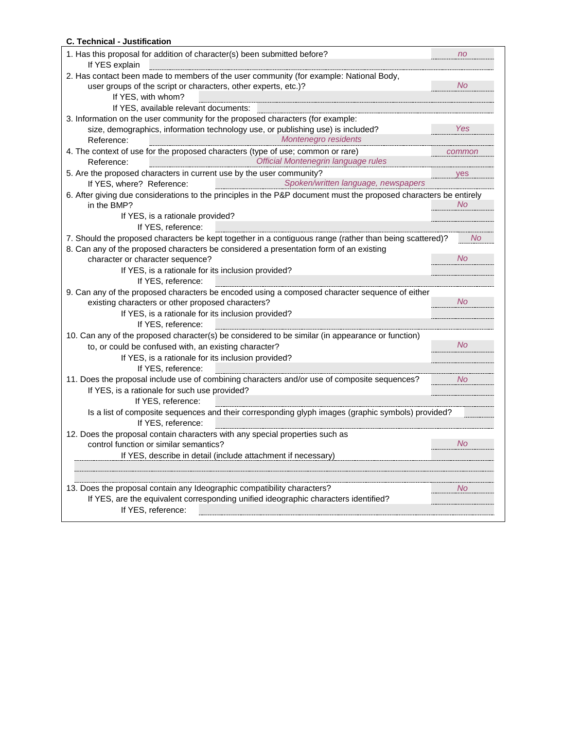**C. Technical - Justification**

1. Has this proposal for addition of character(s) been submitted before? *no*
   If YES explain

2. Has contact been made to members of the user community (for example: National Body, user groups of the script or characters, other experts, etc.)? *No*
   If YES, with whom?
   If YES, available relevant documents:

3. Information on the user community for the proposed characters (for example: size, demographics, information technology use, or publishing use) is included? *Yes*
   Reference: *Montenegro residents*

4. The context of use for the proposed characters (type of use; common or rare) *common*
   Reference: *Official Montenegrin language rules*

5. Are the proposed characters in current use by the user community? *yes*
   If YES, where? Reference: *Spoken/written language, newspapers*

6. After giving due considerations to the principles in the P&P document must the proposed characters be entirely in the BMP? *No*
   If YES, is a rationale provided?
   If YES, reference:

7. Should the proposed characters be kept together in a contiguous range (rather than being scattered)? *No*

8. Can any of the proposed characters be considered a presentation form of an existing character or character sequence? *No*
   If YES, is a rationale for its inclusion provided?
   If YES, reference:

9. Can any of the proposed characters be encoded using a composed character sequence of either existing characters or other proposed characters? *No*
   If YES, is a rationale for its inclusion provided?
   If YES, reference:

10. Can any of the proposed character(s) be considered to be similar (in appearance or function) to, or could be confused with, an existing character? *No*
    If YES, is a rationale for its inclusion provided?
    If YES, reference:

11. Does the proposal include use of combining characters and/or use of composite sequences? *No*
    If YES, is a rationale for such use provided?
    If YES, reference:
    Is a list of composite sequences and their corresponding glyph images (graphic symbols) provided?
    If YES, reference:

12. Does the proposal contain characters with any special properties such as control function or similar semantics? *No*
    If YES, describe in detail (include attachment if necessary)

13. Does the proposal contain any Ideographic compatibility characters? *No*
    If YES, are the equivalent corresponding unified ideographic characters identified?
    If YES, reference: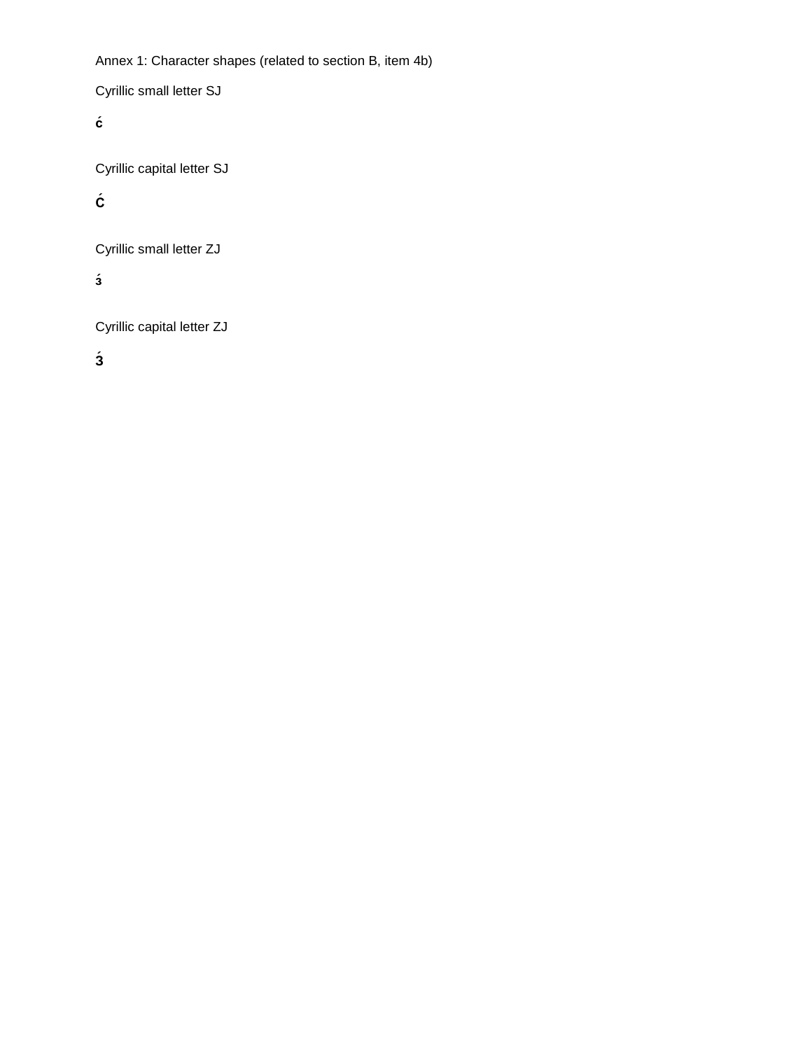Annex 1: Character shapes (related to section B, item 4b)

Cyrillic small letter SJ

**ҫ́**

Cyrillic capital letter SJ

**С́**

Cyrillic small letter ZJ

**з́**

Cyrillic capital letter ZJ

**З́**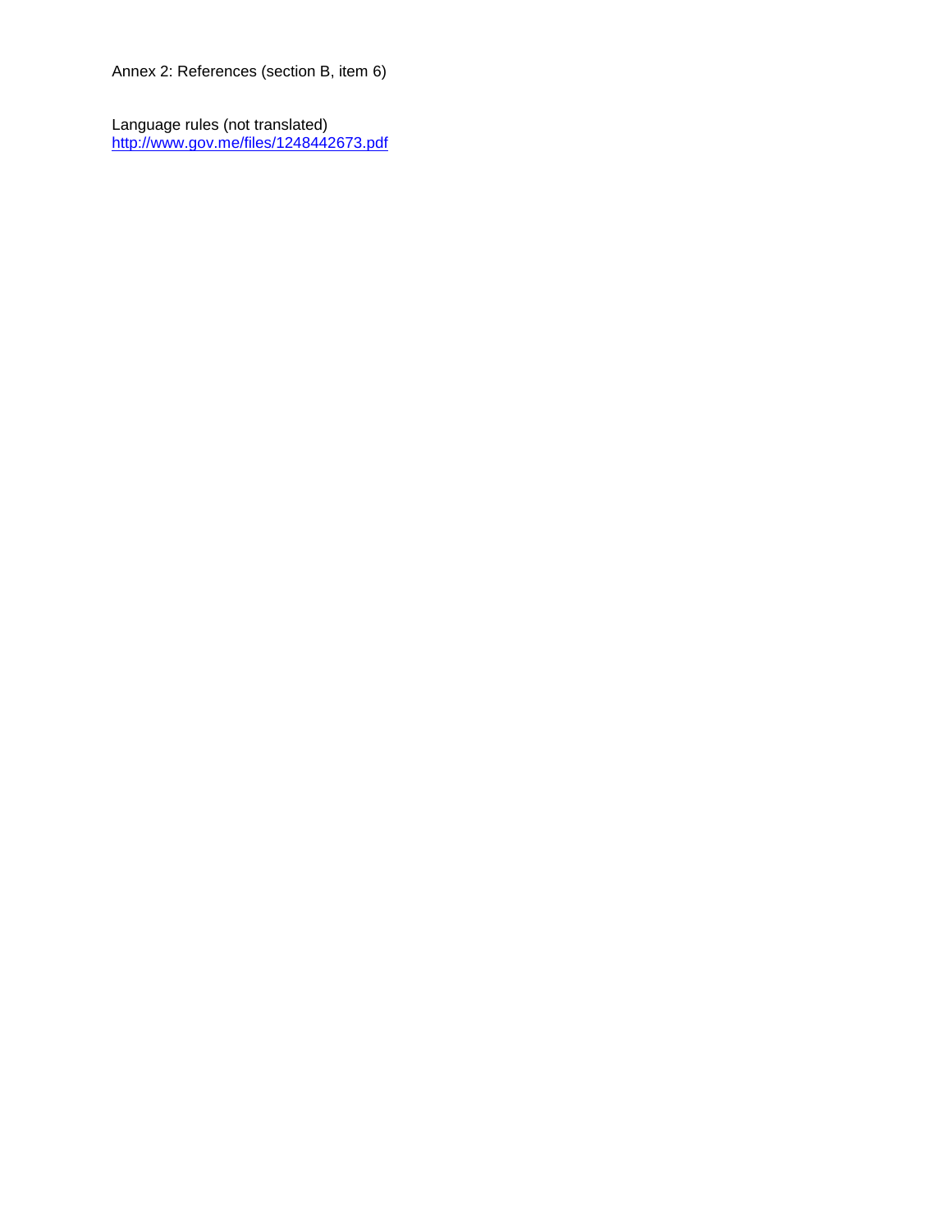Annex 2: References (section B, item 6)

Language rules (not translated)
http://www.gov.me/files/1248442673.pdf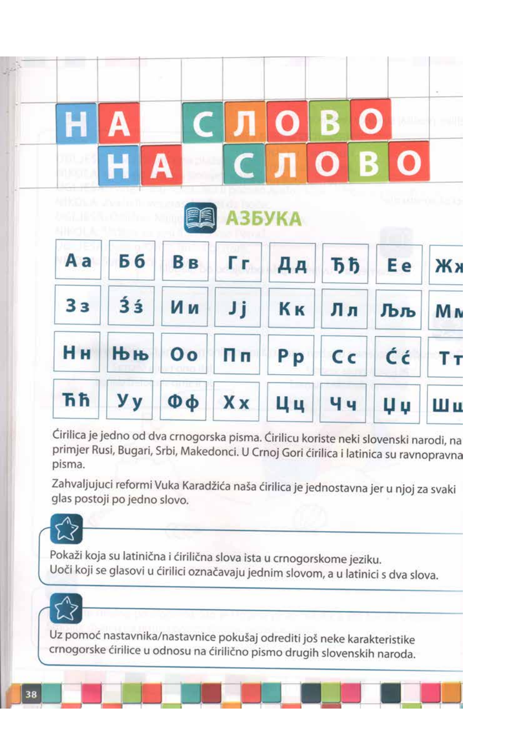# НА СЛОВО НА СЛОВО

## АЗБУКА

| Аа | Бб | Вв | Гг | Дд | Ђђ | Ее | Жж |
|---|---|---|---|---|---|---|---|
| Зз | З́з́ | Ии | Јј | Кк | Лл | Љљ | Мм |
| Нн | Њњ | Оо | Пп | Рр | Сс | С́с́ | Тт |
| Ћћ | Уу | Фф | Хх | Цц | Чч | Џџ | Шш |

Ćirilica je jedno od dva crnogorska pisma. Ćirilicu koriste neki slovenski narodi, na primjer Rusi, Bugari, Srbi, Makedonci. U Crnoj Gori ćirilica i latinica su ravnopravna pisma.

Zahvaljujuci reformi Vuka Karadžića naša ćirilica je jednostavna jer u njoj za svaki glas postoji po jedno slovo.

Pokaži koja su latinična i ćirilična slova ista u crnogorskome jeziku.
Uoči koji se glasovi u ćirilici označavaju jednim slovom, a u latinici s dva slova.

Uz pomoć nastavnika/nastavnice pokušaj odrediti još neke karakteristike crnogorske ćirilice u odnosu na ćirilično pismo drugih slovenskih naroda.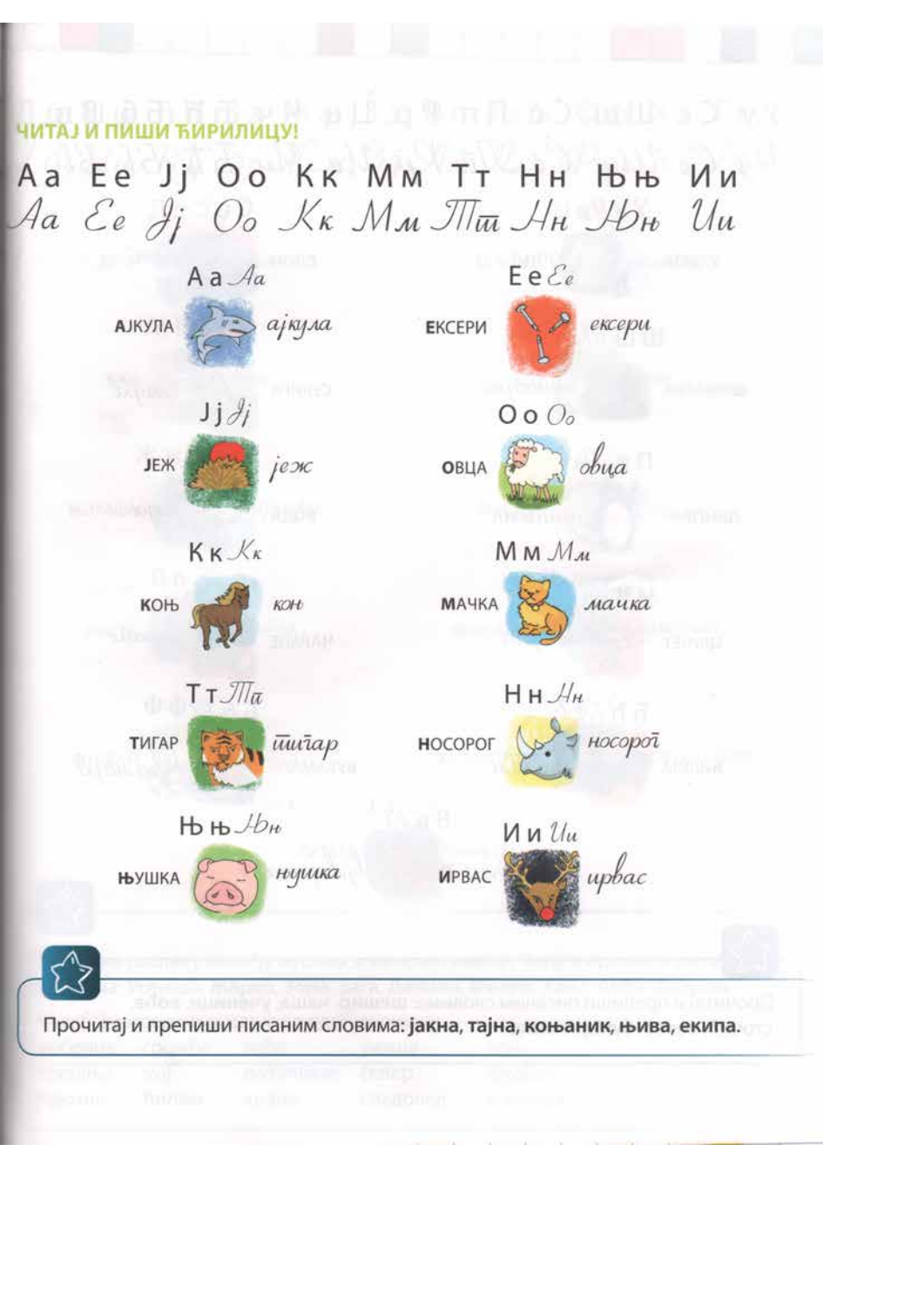## ЧИТАЈ И ПИШИ ЋИРИЛИЦУ!

Аа Ее Јј Оо Кк Мм Тт Нн Њњ Ии

*Аа Ее Јј Оо Кк Мм Тт Нн Њњ Ии*

Аа *Аа*

АЈКУЛА *ајкула*

Ее *Ее*

ЕКСЕРИ *ексери*

Јј *Јј*

ЈЕЖ *јеж*

Оо *Оо*

ОВЦА *овца*

Кк *Кк*

КОЊ *коњ*

Мм *Мм*

МАЧКА *мачка*

Тт *Тт*

ТИГАР *тигар*

Нн *Нн*

НОСОРОГ *носорог*

Њњ *Њњ*

ЊУШКА *њушка*

Ии *Ии*

ИРВАС *ирвас*

Прочитај и препиши писаним словима: **јакна, тајна, коњаник, њива, екипа.**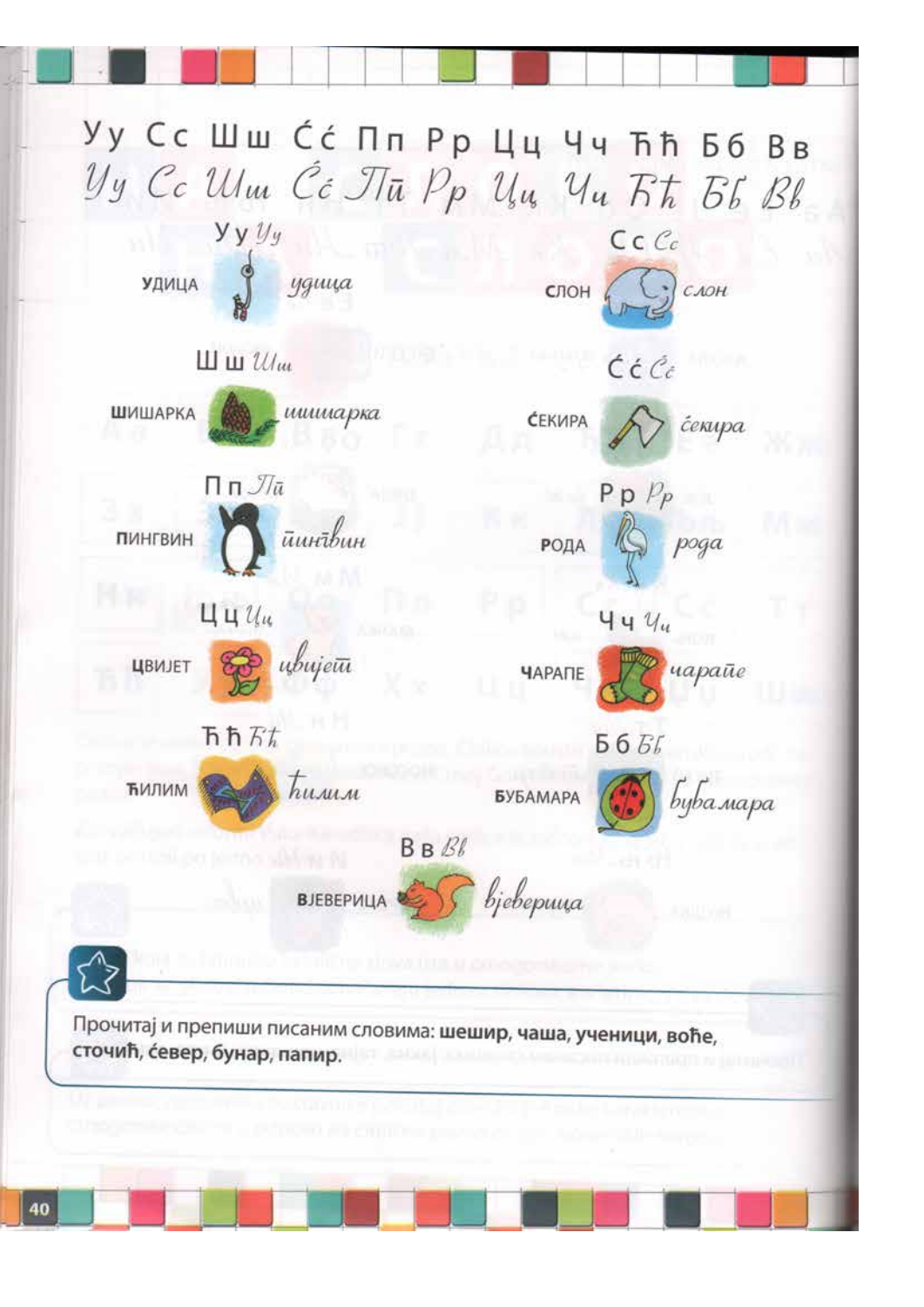Уу Сс Шш Ćć Пп Рр Цц Чч Ђђ Бб Вв

*Уу Сс Шш Ćć Пп Рр Цц Чч Ђђ Бб Вв*

Уу *Уу*

УДИЦА *удица*

Сс *Сс*

СЛОН *слон*

Шш *Шш*

ШИШАРКА *шишарка*

Ćć *Ćć*

ĆЕКИРА *ćекира*

Пп *Пп*

ПИНГВИН *пингвин*

Рр *Рр*

РОДА *рода*

Цц *Цц*

ЦВИЈЕТ *цвијет*

Чч *Чч*

ЧАРАПЕ *чарапе*

Ђђ *Ђђ*

ЂИЛИМ *ђилим*

Бб *Бб*

БУБАМАРА *бубамара*

Вв *Вв*

ВЈЕВЕРИЦА *вјеверица*

Прочитај и препиши писаним словима: **шешир, чаша, ученици, воће, сточић, ćевер, бунар, папир.**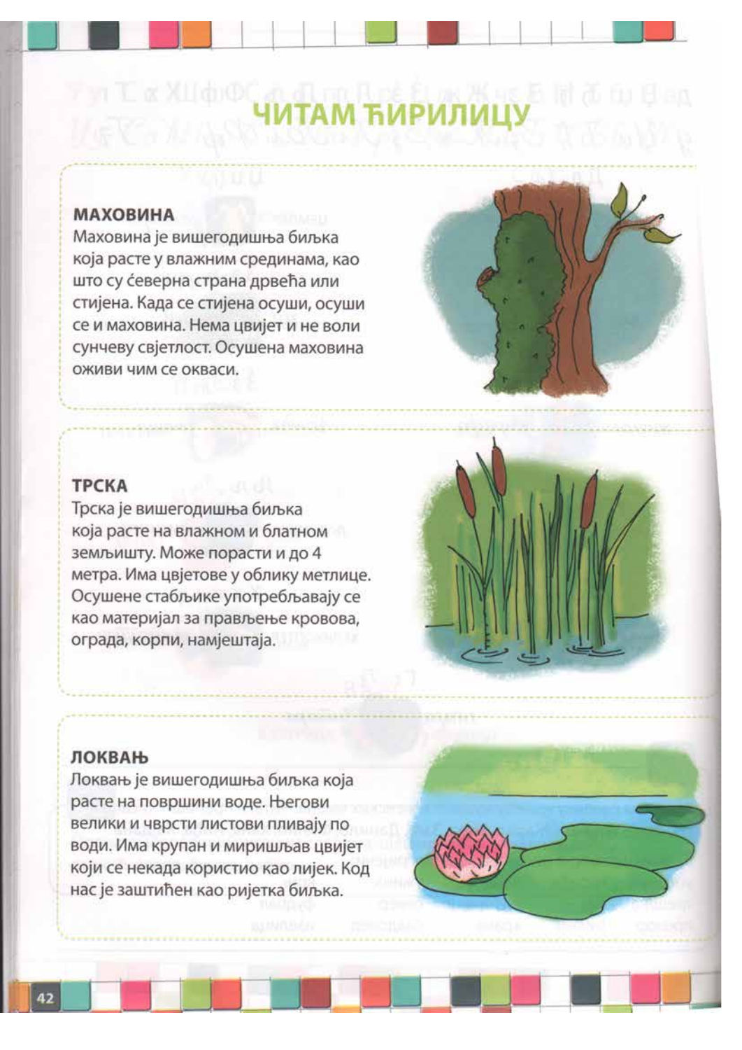# ЧИТАМ ЋИРИЛИЦУ

**МАХОВИНА**
Маховина је вишегодишња биљка која расте у влажним срединама, као што су ђеверна страна дрвећа или стијена. Када се стијена осуши, осуши се и маховина. Нема цвијет и не воли сунчеву свјетлост. Осушена маховина оживи чим се окваси.

**ТРСКА**
Трска је вишегодишња биљка која расте на влажном и блатном земљишту. Може порасти и до 4 метра. Има цвјетове у облику метлице. Осушене стабљике употребљавају се као материјал за прављење кровова, ограда, корпи, намјештаја.

**ЛОКВАЊ**
Локвањ је вишегодишња биљка која расте на површини воде. Његови велики и чврсти листови пливају по води. Има крупан и миришљав цвијет који се некада користио као лијек. Код нас је заштићен као ријетка биљка.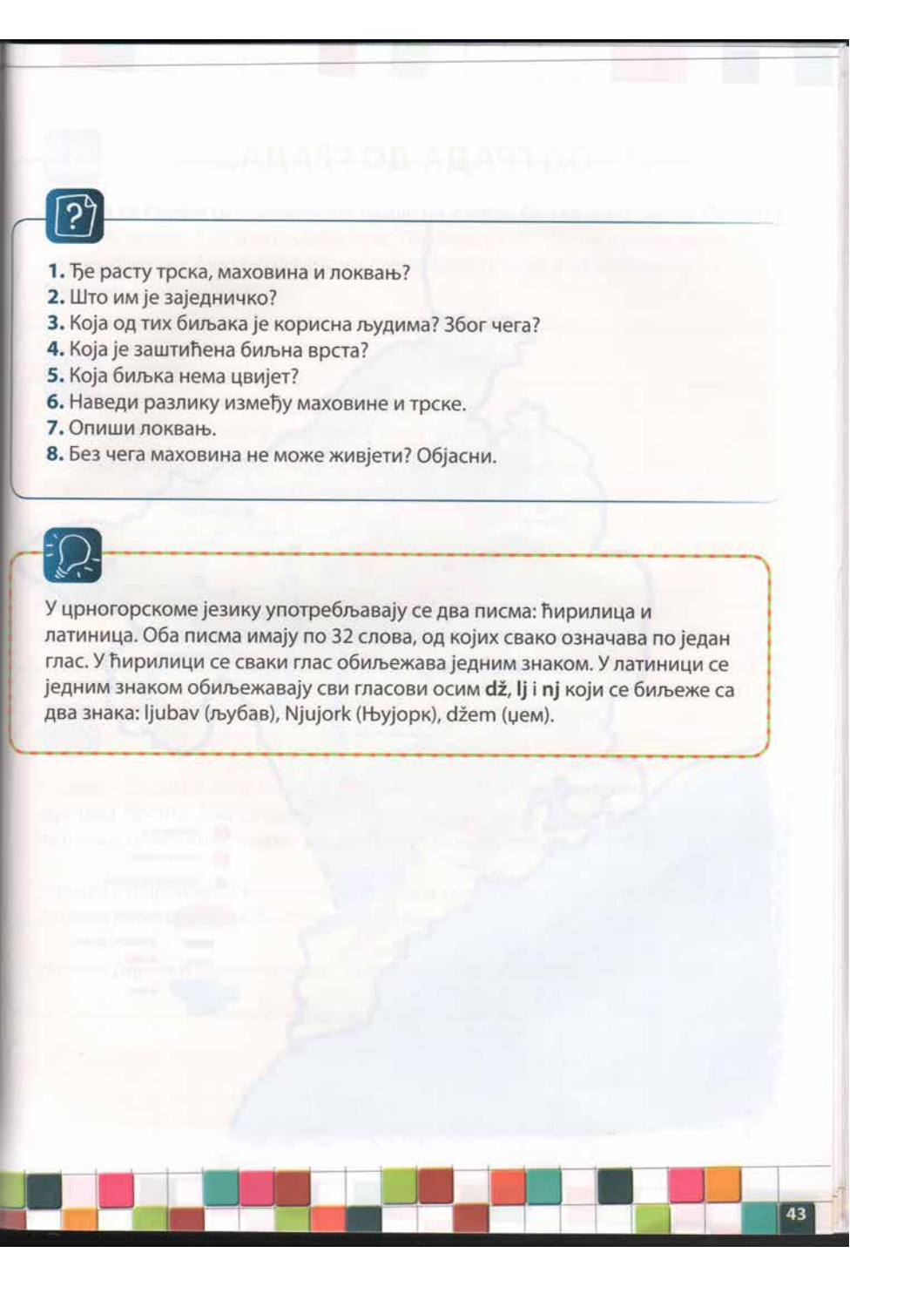1. Ђе расту трска, маховина и локвањ?
2. Што им је заједничко?
3. Која од тих биљака је корисна људима? Због чега?
4. Која је заштићена биљна врста?
5. Која биљка нема цвијет?
6. Наведи разлику између маховине и трске.
7. Опиши локвањ.
8. Без чега маховина не може живјети? Објасни.

У црногорскоме језику употребљавају се два писма: ћирилица и латиница. Оба писма имају по 32 слова, од којих свако означава по један глас. У ћирилици се сваки глас обиљежава једним знаком. У латиници се једним знаком обиљежавају сви гласови осим **dž, lj** i **nj** који се биљеже са два знака: ljubav (љубав), Njujork (Њујорк), džem (џем).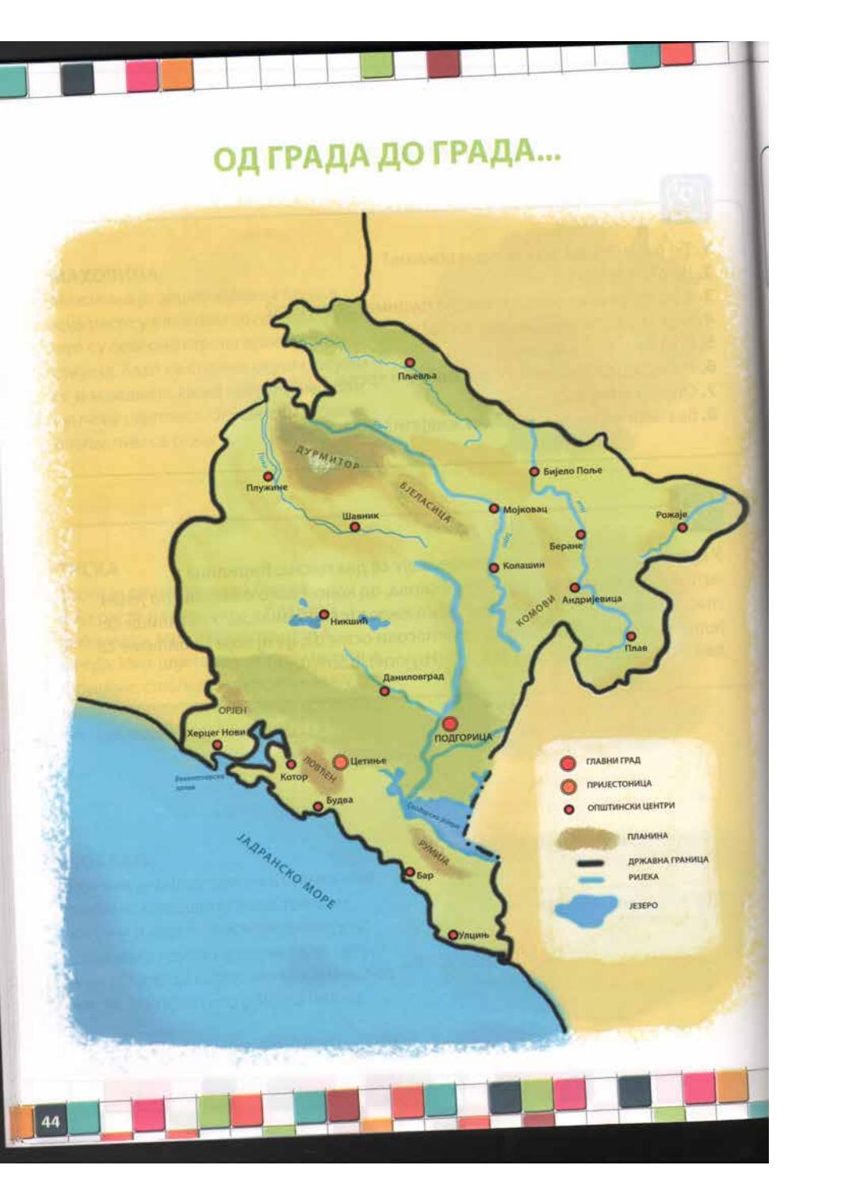# ОД ГРАДА ДО ГРАДА...

Пљевља

ДУРМИТОР

Плужине

БЈЕЛАСИЦА

Бијело Поље

Шавник

Мојковац

Рожаје

Беране

Колашин

КОМОВИ

Андријевица

Никшић

Плав

Даниловград

ОРЈЕН

ПОДГОРИЦА

Херцег Нови

Цетиње

Котор

ЛОВЋЕН

Будва

Скадарско језеро

РУМИЈА

Бар

ЈАДРАНСКО МОРЕ

Улцињ

- ГЛАВНИ ГРАД
- ПРИЈЕСТОНИЦА
- ОПШТИНСКИ ЦЕНТРИ
- ПЛАНИНА
- ДРЖАВНА ГРАНИЦА
- РИЈЕКА
- ЈЕЗЕРО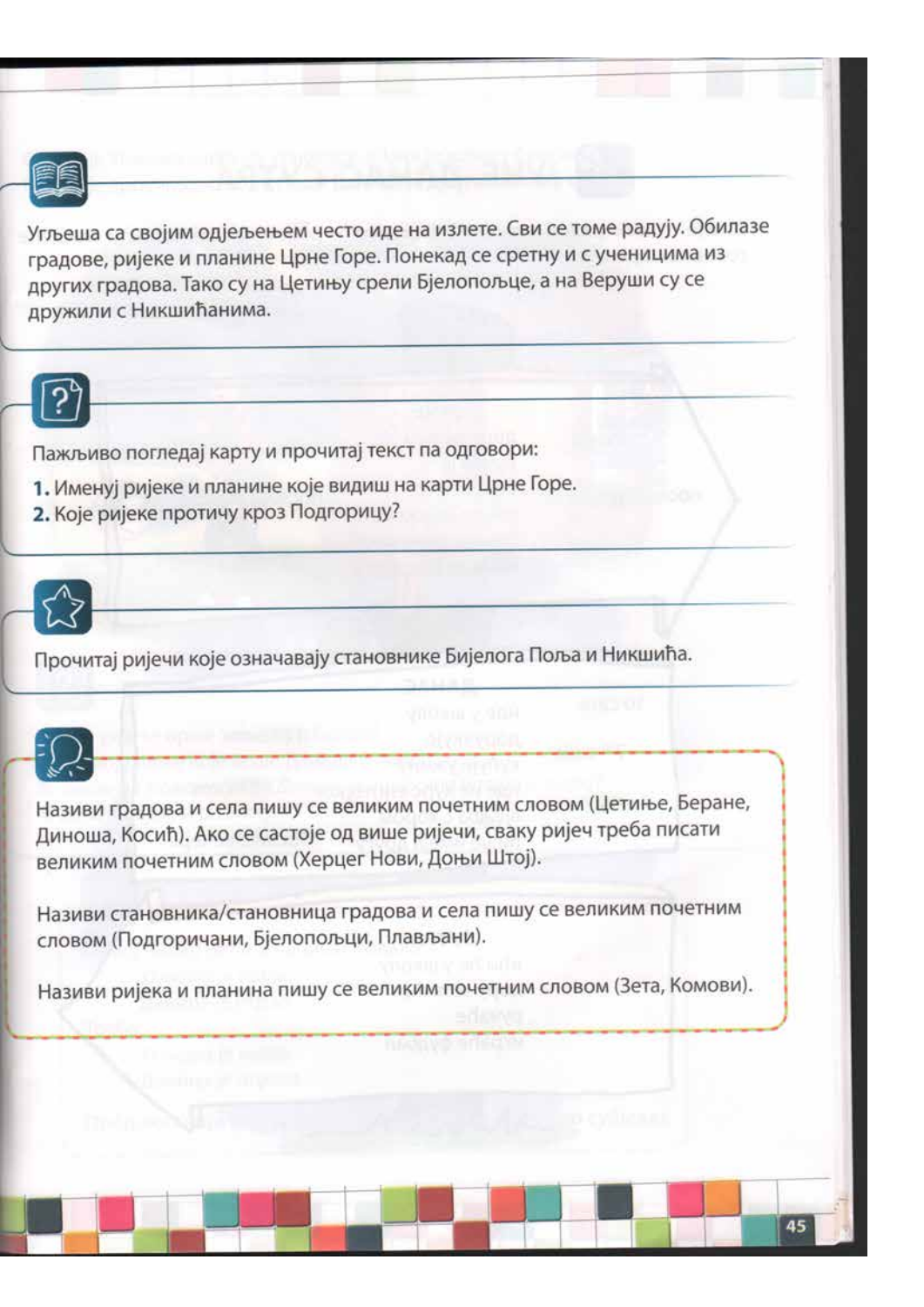Угљеша са својим одјељењем често иде на излете. Сви се томе радују. Обилазе градове, ријеке и планине Црне Горе. Понекад се сретну и с ученицима из других градова. Тако су на Цетињу срели Бјелопољце, а на Веруши су се дружили с Никшићанима.

Пажљиво погледај карту и прочитај текст па одговори:

1. Именуј ријеке и планине које видиш на карти Црне Горе.
2. Које ријеке протичу кроз Подгорицу?

Прочитај ријечи које означавају становнике Бијелога Поља и Никшића.

Називи градова и села пишу се великим почетним словом (Цетиње, Беране, Диноша, Косић). Ако се састоје од више ријечи, сваку ријеч треба писати великим почетним словом (Херцег Нови, Доњи Штој).

Називи становника/становница градова и села пишу се великим почетним словом (Подгоричани, Бјелопољци, Плављани).

Називи ријека и планина пишу се великим почетним словом (Зета, Комови).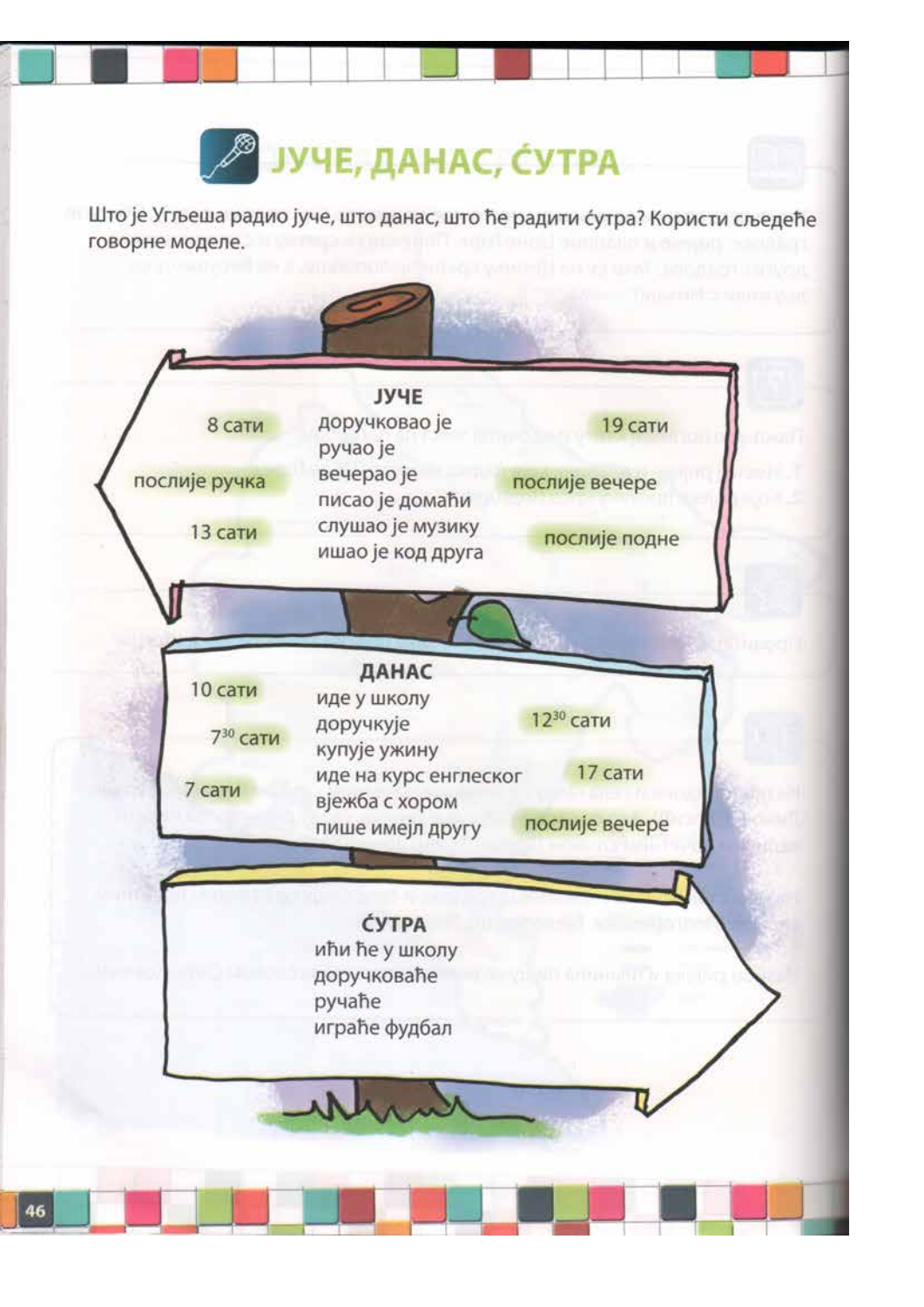# ЈУЧЕ, ДАНАС, ЋУТРА

Што је Угљеша радио јуче, што данас, што ће радити ћутра? Користи сљедеће говорне моделе.

## ЈУЧЕ

8 сати · послије ручка · 13 сати · 19 сати · послије вечере · послије подне

- доручковао је
- ручао је
- вечерао је
- писао је домаћи
- слушао је музику
- ишао је код друга

## ДАНАС

10 сати · $7^{30}$ сати · 7 сати · $12^{30}$ сати · 17 сати · послије вечере

- иде у школу
- доручкује
- купује ужину
- иде на курс енглеског
- вјежба с хором
- пише имејл другу

## ЋУТРА

- ићи ће у школу
- доручковаће
- ручаће
- играће фудбал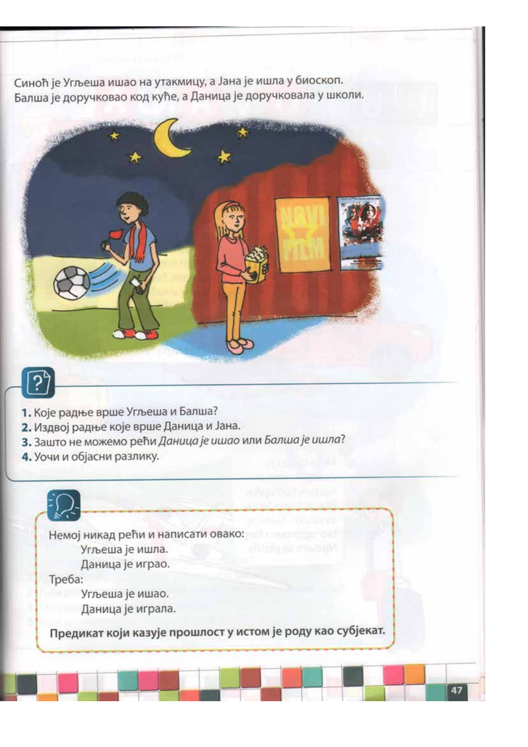Синоћ је Угљеша ишао на утакмицу, а Јана је ишла у биоскоп.
Балша је доручковао код куће, а Даница је доручковала у школи.

1. Које радње врше Угљеша и Балша?
2. Издвој радње које врше Даница и Јана.
3. Зашто не можемо рећи *Даница је ишао* или *Балша је ишла*?
4. Уочи и објасни разлику.

Немој никад рећи и написати овако:

Угљеша је ишла.
Даница је играо.

Треба:

Угљеша је ишао.
Даница је играла.

**Предикат који казује прошлост у истом је роду као субјекат.**